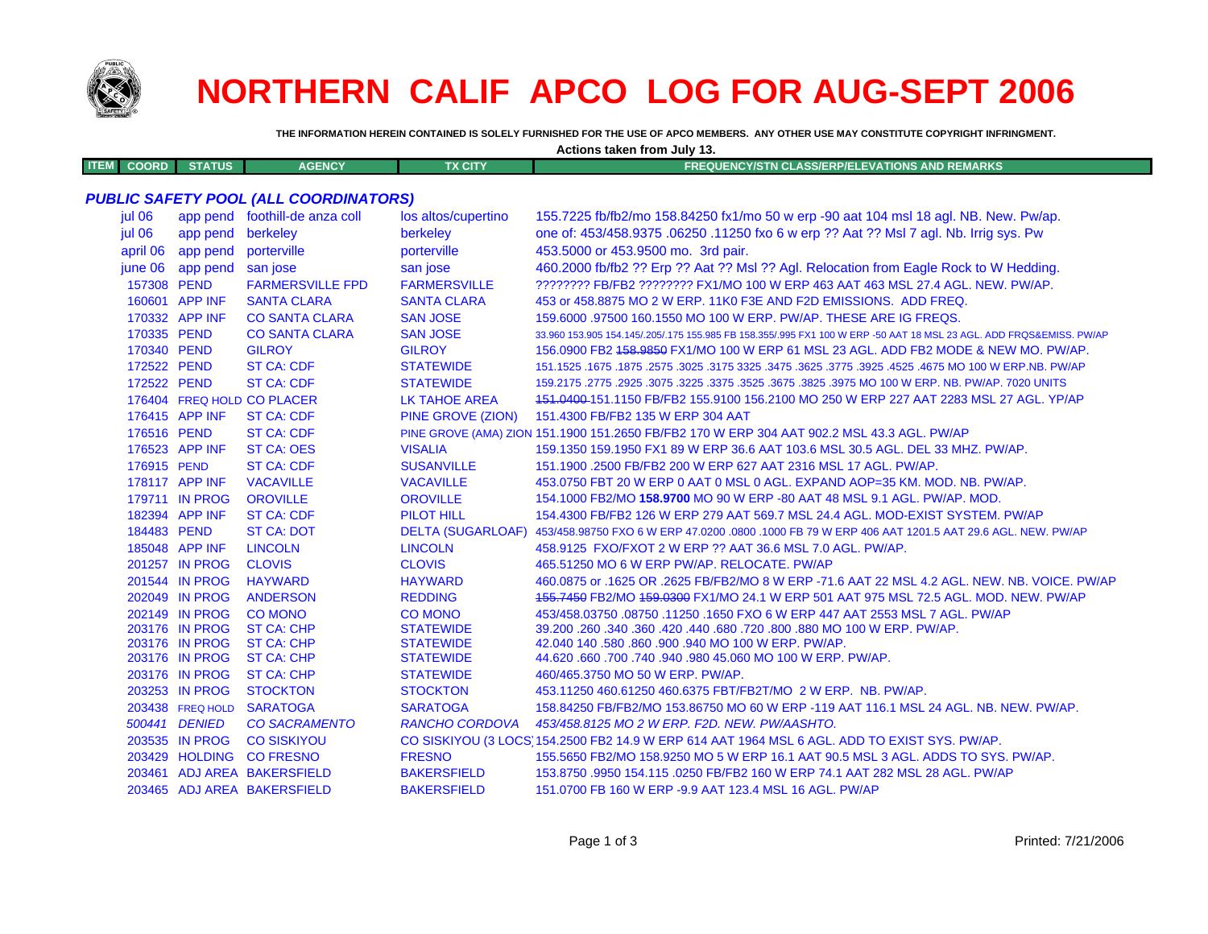# NORTHERN CALIF APCO LOG FOR AUG-SEPT 2006

**THE INFORMATION HEREIN CONTAINED IS SOLELY FURNISHED FOR THE USE OF APCO MEMBERS. ANY OTHER USE MAY CONSTITUTE COPYRIGHT INFRINGMENT.**

**Actions taken from July 13.**

### *PUBLIC SAFETY POOL (ALL COORDINATORS)*

| ITEM COORD | STATUS | AGENCY | TX CITY | FREQUENCY/STN CLASS/ERP/ELEVATIONS AND REMARKS |
|---|---|---|---|---|
| jul 06 | app pend | foothill-de anza coll | los altos/cupertino | 155.7225 fb/fb2/mo 158.84250 fx1/mo 50 w erp -90 aat 104 msl 18 agl. NB. New. Pw/ap. |
| jul 06 | app pend | berkeley | berkeley | one of: 453/458.9375 .06250 .11250 fxo 6 w erp ?? Aat ?? Msl 7 agl. Nb. Irrig sys. Pw |
| april 06 | app pend | porterville | porterville | 453.5000 or 453.9500 mo. 3rd pair. |
| june 06 | app pend | san jose | san jose | 460.2000 fb/fb2 ?? Erp ?? Aat ?? Msl ?? Agl. Relocation from Eagle Rock to W Hedding. |
| 157308 | PEND | FARMERSVILLE FPD | FARMERSVILLE | ???????? FB/FB2 ???????? FX1/MO 100 W ERP 463 AAT 463 MSL 27.4 AGL. NEW. PW/AP. |
| 160601 | APP INF | SANTA CLARA | SANTA CLARA | 453 or 458.8875 MO 2 W ERP. 11K0 F3E AND F2D EMISSIONS. ADD FREQ. |
| 170332 | APP INF | CO SANTA CLARA | SAN JOSE | 159.6000 .97500 160.1550 MO 100 W ERP. PW/AP. THESE ARE IG FREQS. |
| 170335 | PEND | CO SANTA CLARA | SAN JOSE | 33.960 153.905 154.145/.205/.175 155.985 FB 158.355/.995 FX1 100 W ERP -50 AAT 18 MSL 23 AGL. ADD FRQS&EMISS. PW/AP |
| 170340 | PEND | GILROY | GILROY | 156.0900 FB2 ~~158.9850~~ FX1/MO 100 W ERP 61 MSL 23 AGL. ADD FB2 MODE & NEW MO. PW/AP. |
| 172522 | PEND | ST CA: CDF | STATEWIDE | 151.1525 .1675 .1875 .2575 .3025 .3175 3325 .3475 .3625 .3775 .3925 .4525 .4675 MO 100 W ERP.NB. PW/AP |
| 172522 | PEND | ST CA: CDF | STATEWIDE | 159.2175 .2775 .2925 .3075 .3225 .3375 .3525 .3675 .3825 .3975 MO 100 W ERP. NB. PW/AP. 7020 UNITS |
| 176404 | FREQ HOLD | CO PLACER | LK TAHOE AREA | ~~151.0400~~ 151.1150 FB/FB2 155.9100 156.2100 MO 250 W ERP 227 AAT 2283 MSL 27 AGL. YP/AP |
| 176415 | APP INF | ST CA: CDF | PINE GROVE (ZION) | 151.4300 FB/FB2 135 W ERP 304 AAT |
| 176516 | PEND | ST CA: CDF | PINE GROVE (AMA) ZION | 151.1900 151.2650 FB/FB2 170 W ERP 304 AAT 902.2 MSL 43.3 AGL. PW/AP |
| 176523 | APP INF | ST CA: OES | VISALIA | 159.1350 159.1950 FX1 89 W ERP 36.6 AAT 103.6 MSL 30.5 AGL. DEL 33 MHZ. PW/AP. |
| 176915 | PEND | ST CA: CDF | SUSANVILLE | 151.1900 .2500 FB/FB2 200 W ERP 627 AAT 2316 MSL 17 AGL. PW/AP. |
| 178117 | APP INF | VACAVILLE | VACAVILLE | 453.0750 FBT 20 W ERP 0 AAT 0 MSL 0 AGL. EXPAND AOP=35 KM. MOD. NB. PW/AP. |
| 179711 | IN PROG | OROVILLE | OROVILLE | 154.1000 FB2/MO **158.9700** MO 90 W ERP -80 AAT 48 MSL 9.1 AGL. PW/AP. MOD. |
| 182394 | APP INF | ST CA: CDF | PILOT HILL | 154.4300 FB/FB2 126 W ERP 279 AAT 569.7 MSL 24.4 AGL. MOD-EXIST SYSTEM. PW/AP |
| 184483 | PEND | ST CA: DOT | DELTA (SUGARLOAF) | 453/458.98750 FXO 6 W ERP 47.0200 .0800 .1000 FB 79 W ERP 406 AAT 1201.5 AAT 29.6 AGL. NEW. PW/AP |
| 185048 | APP INF | LINCOLN | LINCOLN | 458.9125 FXO/FXOT 2 W ERP ?? AAT 36.6 MSL 7.0 AGL. PW/AP. |
| 201257 | IN PROG | CLOVIS | CLOVIS | 465.51250 MO 6 W ERP PW/AP. RELOCATE. PW/AP |
| 201544 | IN PROG | HAYWARD | HAYWARD | 460.0875 or .1625 OR .2625 FB/FB2/MO 8 W ERP -71.6 AAT 22 MSL 4.2 AGL. NEW. NB. VOICE. PW/AP |
| 202049 | IN PROG | ANDERSON | REDDING | ~~155.7450~~ FB2/MO ~~159.0300~~ FX1/MO 24.1 W ERP 501 AAT 975 MSL 72.5 AGL. MOD. NEW. PW/AP |
| 202149 | IN PROG | CO MONO | CO MONO | 453/458.03750 .08750 .11250 .1650 FXO 6 W ERP 447 AAT 2553 MSL 7 AGL. PW/AP |
| 203176 | IN PROG | ST CA: CHP | STATEWIDE | 39.200 .260 .340 .360 .420 .440 .680 .720 .800 .880 MO 100 W ERP. PW/AP. |
| 203176 | IN PROG | ST CA: CHP | STATEWIDE | 42.040 140 .580 .860 .900 .940 MO 100 W ERP. PW/AP. |
| 203176 | IN PROG | ST CA: CHP | STATEWIDE | 44.620 .660 .700 .740 .940 .980 45.060 MO 100 W ERP. PW/AP. |
| 203176 | IN PROG | ST CA: CHP | STATEWIDE | 460/465.3750 MO 50 W ERP. PW/AP. |
| 203253 | IN PROG | STOCKTON | STOCKTON | 453.11250 460.61250 460.6375 FBT/FB2T/MO 2 W ERP. NB. PW/AP. |
| 203438 | FREQ HOLD | SARATOGA | SARATOGA | 158.84250 FB/FB2/MO 153.86750 MO 60 W ERP -119 AAT 116.1 MSL 24 AGL. NB. NEW. PW/AP. |
| *500441* | *DENIED* | *CO SACRAMENTO* | *RANCHO CORDOVA* | *453/458.8125 MO 2 W ERP. F2D. NEW. PW/AASHTO.* |
| 203535 | IN PROG | CO SISKIYOU | CO SISKIYOU (3 LOCS) | 154.2500 FB2 14.9 W ERP 614 AAT 1964 MSL 6 AGL. ADD TO EXIST SYS. PW/AP. |
| 203429 | HOLDING | CO FRESNO | FRESNO | 155.5650 FB2/MO 158.9250 MO 5 W ERP 16.1 AAT 90.5 MSL 3 AGL. ADDS TO SYS. PW/AP. |
| 203461 | ADJ AREA | BAKERSFIELD | BAKERSFIELD | 153.8750 .9950 154.115 .0250 FB/FB2 160 W ERP 74.1 AAT 282 MSL 28 AGL. PW/AP |
| 203465 | ADJ AREA | BAKERSFIELD | BAKERSFIELD | 151.0700 FB 160 W ERP -9.9 AAT 123.4 MSL 16 AGL. PW/AP |

Printed: 7/21/2006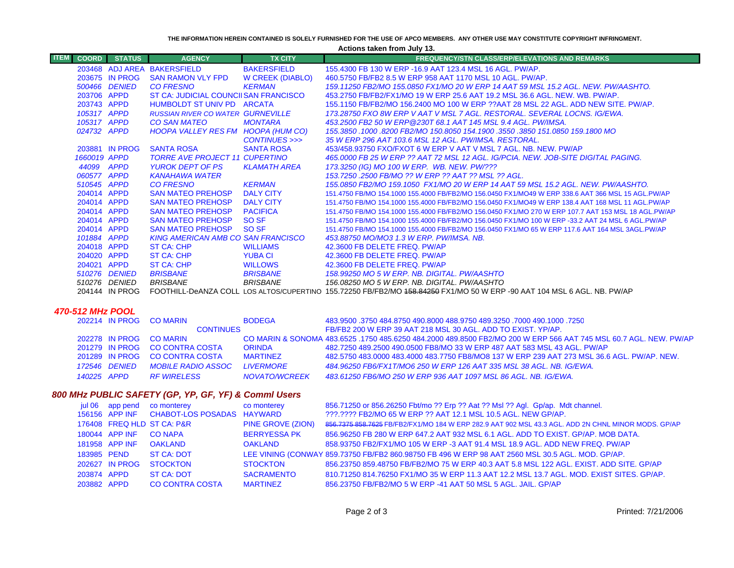THE INFORMATION HEREIN CONTAINED IS SOLELY FURNISHED FOR THE USE OF APCO MEMBERS. ANY OTHER USE MAY CONSTITUTE COPYRIGHT INFRINGMENT.

**Actions taken from July 13.**

| ITEM | COORD | STATUS | AGENCY | TX CITY | FREQUENCY/STN CLASS/ERP/ELEVATIONS AND REMARKS |
|---|---|---|---|---|---|
| | 203468 | ADJ AREA | BAKERSFIELD | BAKERSFIELD | 155.4300 FB 130 W ERP -16.9 AAT 123.4 MSL 16 AGL. PW/AP. |
| | 203675 | IN PROG | SAN RAMON VLY FPD | W CREEK (DIABLO) | 460.5750 FB/FB2 8.5 W ERP 958 AAT 1170 MSL 10 AGL. PW/AP. |
| | *500466* | *DENIED* | *CO FRESNO* | *KERMAN* | *159.11250 FB2/MO 155.0850 FX1/MO 20 W ERP 14 AAT 59 MSL 15.2 AGL. NEW. PW/AASHTO.* |
| | 203706 | APPD | ST CA: JUDICIAL COUNCIL | SAN FRANCISCO | 453.2750 FB/FB2/FX1/MO 19 W ERP 25.6 AAT 19.2 MSL 36.6 AGL. NEW. WB. PW/AP. |
| | 203743 | APPD | HUMBOLDT ST UNIV PD | ARCATA | 155.1150 FB/FB2/MO 156.2400 MO 100 W ERP ??AAT 28 MSL 22 AGL. ADD NEW SITE. PW/AP. |
| | *105317* | *APPD* | *RUSSIAN RIVER CO WATER* | *GURNEVILLE* | *173.28750 FXO 8W ERP V AAT V MSL 7 AGL. RESTORAL. SEVERAL LOCNS. IG/EWA.* |
| | *105317* | *APPD* | *CO SAN MATEO* | *MONTARA* | *453.2500 FB2 50 W ERP@230T 68.1 AAT 145 MSL 9.4 AGL. PW/IMSA.* |
| | *024732* | *APPD* | *HOOPA VALLEY RES FM* | *HOOPA (HUM CO)* | *155.3850 .1000 .8200 FB2/MO 150.8050 154.1900 .3550 .3850 151.0850 159.1800 MO* |
| | | | | *CONTINUES >>>* | *35 W ERP 296 AAT 103.6 MSL 12 AGL. PW/IMSA. RESTORAL.* |
| | 203881 | IN PROG | SANTA ROSA | SANTA ROSA | 453/458.93750 FXO/FXOT 6 W ERP V AAT V MSL 7 AGL. NB. NEW. PW/AP |
| | *1660019* | *APPD* | *TORRE AVE PROJECT 11* | *CUPERTINO* | *465.0000 FB 25 W ERP ?? AAT 72 MSL 12 AGL. IG/PCIA. NEW. JOB-SITE DIGITAL PAGING.* |
| | *44099* | *APPD* | *YUROK DEPT OF PS* | *KLAMATH AREA* | *173.3250 (IG) MO 100 W ERP. WB. NEW. PW/???* |
| | *060577* | *APPD* | *KANAHAWA WATER* | | *153.7250 .2500 FB/MO ?? W ERP ?? AAT ?? MSL ?? AGL.* |
| | *510545* | *APPD* | *CO FRESNO* | *KERMAN* | *155.0850 FB2/MO 159.1050 FX1/MO 20 W ERP 14 AAT 59 MSL 15.2 AGL. NEW. PW/AASHTO.* |
| | 204014 | APPD | SAN MATEO PREHOSP | DALY CITY | 151.4750 FB/MO 154.1000 155.4000 FB/FB2/MO 156.0450 FX1/MO49 W ERP 338.6 AAT 366 MSL 15 AGL.PW/AP |
| | 204014 | APPD | SAN MATEO PREHOSP | DALY CITY | 151.4750 FB/MO 154.1000 155.4000 FB/FB2/MO 156.0450 FX1/MO49 W ERP 138.4 AAT 168 MSL 11 AGL.PW/AP |
| | 204014 | APPD | SAN MATEO PREHOSP | PACIFICA | 151.4750 FB/MO 154.1000 155.4000 FB/FB2/MO 156.0450 FX1/MO 270 W ERP 107.7 AAT 153 MSL 18 AGL.PW/AP |
| | 204014 | APPD | SAN MATEO PREHOSP | SO SF | 151.4750 FB/MO 154.1000 155.4000 FB/FB2/MO 156.0450 FX1/MO 100 W ERP -33.2 AAT 24 MSL 6 AGL.PW/AP |
| | 204014 | APPD | SAN MATEO PREHOSP | SO SF | 151.4750 FB/MO 154.1000 155.4000 FB/FB2/MO 156.0450 FX1/MO 65 W ERP 117.6 AAT 164 MSL 3AGL.PW/AP |
| | *101884* | *APPD* | *KING AMERICAN AMB CO* | *SAN FRANCISCO* | *453.88750 MO/MO3 1.3 W ERP. PW/IMSA. NB.* |
| | 204018 | APPD | ST CA: CHP | WILLIAMS | 42.3600 FB DELETE FREQ. PW/AP |
| | 204020 | APPD | ST CA: CHP | YUBA CI | 42.3600 FB DELETE FREQ. PW/AP |
| | 204021 | APPD | ST CA: CHP | WILLOWS | 42.3600 FB DELETE FREQ. PW/AP |
| | *510276* | *DENIED* | *BRISBANE* | *BRISBANE* | *158.99250 MO 5 W ERP. NB. DIGITAL. PW/AASHTO* |
| | *510276* | *DENIED* | *BRISBANE* | *BRISBANE* | *156.08250 MO 5 W ERP. NB. DIGITAL. PW/AASHTO* |
| | 204144 | IN PROG | FOOTHILL-DeANZA COLL | LOS ALTOS/CUPERTINO | 155.72250 FB/FB2/MO ~~158.84250~~ FX1/MO 50 W ERP -90 AAT 104 MSL 6 AGL. NB. PW/AP |

## 470-512 MHz POOL

| ITEM | COORD | STATUS | AGENCY | TX CITY | FREQUENCY/STN CLASS/ERP/ELEVATIONS AND REMARKS |
|---|---|---|---|---|---|
| | 202214 | IN PROG | CO MARIN | BODEGA | 483.9500 .3750 484.8750 490.8000 488.9750 489.3250 .7000 490.1000 .7250 |
| | | | CONTINUES | | FB/FB2 200 W ERP 39 AAT 218 MSL 30 AGL. ADD TO EXIST. YP/AP. |
| | 202278 | IN PROG | CO MARIN | CO MARIN & SONOMA | 483.6525 .1750 485.6250 484.2000 489.8500 FB2/MO 200 W ERP 566 AAT 745 MSL 60.7 AGL. NEW. PW/AP |
| | 201279 | IN PROG | CO CONTRA COSTA | ORINDA | 482.7250 489.2500 490.0500 FB8/MO 33 W ERP 487 AAT 583 MSL 43 AGL. PW/AP |
| | 201289 | IN PROG | CO CONTRA COSTA | MARTINEZ | 482.5750 483.0000 483.4000 483.7750 FB8/MO8 137 W ERP 239 AAT 273 MSL 36.6 AGL. PW/AP. NEW. |
| | *172546* | *DENIED* | *MOBILE RADIO ASSOC* | *LIVERMORE* | *484.96250 FB6/FX1T/MO6 250 W ERP 126 AAT 335 MSL 38 AGL. NB. IG/EWA.* |
| | *140225* | *APPD* | *RF WIRELESS* | *NOVATO/WCREEK* | *483.61250 FB6/MO 250 W ERP 936 AAT 1097 MSL 86 AGL. NB. IG/EWA.* |

## 800 MHz PUBLIC SAFETY (GP, YP, GF, YF) & Comml Users

| ITEM | COORD | STATUS | AGENCY | TX CITY | FREQUENCY/STN CLASS/ERP/ELEVATIONS AND REMARKS |
|---|---|---|---|---|---|
| | jul 06 | app pend | co monterey | co monterey | 856.71250 or 856.26250 Fbt/mo ?? Erp ?? Aat ?? Msl ?? Agl. Gp/ap. Mdt channel. |
| | 156156 | APP INF | CHABOT-LOS POSADAS | HAYWARD | ???.???? FB2/MO 65 W ERP ?? AAT 12.1 MSL 10.5 AGL. NEW GP/AP. |
| | 176408 | FREQ HLD | ST CA: P&R | PINE GROVE (ZION) | ~~856.7375 858.7625~~ FB/FB2/FX1/MO 184 W ERP 282.9 AAT 902 MSL 43.3 AGL. ADD 2N CHNL MINOR MODS. GP/AP |
| | 180044 | APP INF | CO NAPA | BERRYESSA PK | 856.96250 FB 280 W ERP 647.2 AAT 932 MSL 6.1 AGL. ADD TO EXIST. GP/AP. MOB DATA. |
| | 181958 | APP INF | OAKLAND | OAKLAND | 858.93750 FB2/FX1/MO 105 W ERP -3 AAT 91.4 MSL 18.9 AGL. ADD NEW FREQ. PW/AP |
| | 183985 | PEND | ST CA: DOT | LEE VINING (CONWAY | 859.73750 FB/FB2 860.98750 FB 496 W ERP 98 AAT 2560 MSL 30.5 AGL. MOD. GP/AP. |
| | 202627 | IN PROG | STOCKTON | STOCKTON | 856.23750 859.48750 FB/FB2/MO 75 W ERP 40.3 AAT 5.8 MSL 122 AGL. EXIST. ADD SITE. GP/AP |
| | 203874 | APPD | ST CA: DOT | SACRAMENTO | 810.71250 814.76250 FX1/MO 35 W ERP 11.3 AAT 12.2 MSL 13.7 AGL. MOD. EXIST SITES. GP/AP. |
| | 203882 | APPD | CO CONTRA COSTA | MARTINEZ | 856.23750 FB/FB2/MO 5 W ERP -41 AAT 50 MSL 5 AGL. JAIL. GP/AP |

Printed: 7/21/2006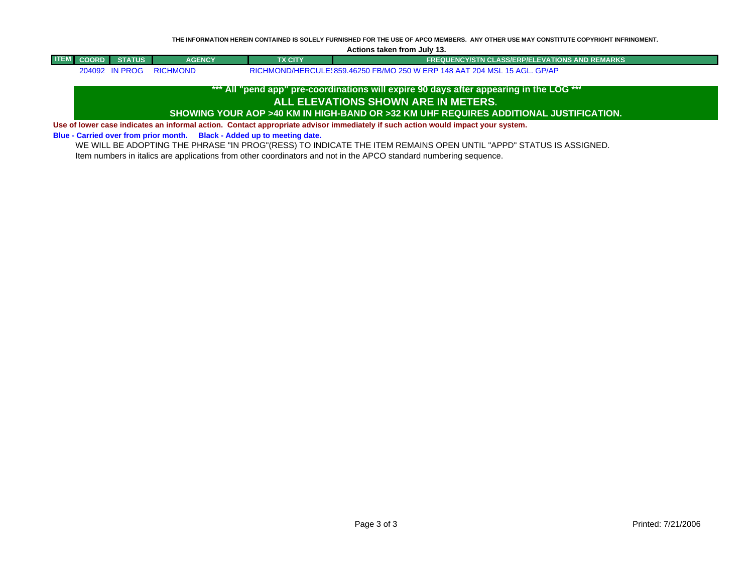THE INFORMATION HEREIN CONTAINED IS SOLELY FURNISHED FOR THE USE OF APCO MEMBERS. ANY OTHER USE MAY CONSTITUTE COPYRIGHT INFRINGMENT.

**Actions taken from July 13.**

| ITEM | COORD | STATUS | AGENCY | TX CITY | FREQUENCY/STN CLASS/ERP/ELEVATIONS AND REMARKS |
|---|---|---|---|---|---|
| | 204092 | IN PROG | RICHMOND | RICHMOND/HERCULES | 859.46250 FB/MO 250 W ERP 148 AAT 204 MSL 15 AGL. GP/AP |

**\*\*\* All "pend app" pre-coordinations will expire 90 days after appearing in the LOG \*\*\***

**ALL ELEVATIONS SHOWN ARE IN METERS.**

**SHOWING YOUR AOP >40 KM IN HIGH-BAND OR >32 KM UHF REQUIRES ADDITIONAL JUSTIFICATION.**

**Use of lower case indicates an informal action. Contact appropriate advisor immediately if such action would impact your system.**

**Blue - Carried over from prior month. Black - Added up to meeting date.**

WE WILL BE ADOPTING THE PHRASE "IN PROG"(RESS) TO INDICATE THE ITEM REMAINS OPEN UNTIL "APPD" STATUS IS ASSIGNED.

Item numbers in italics are applications from other coordinators and not in the APCO standard numbering sequence.

Printed: 7/21/2006